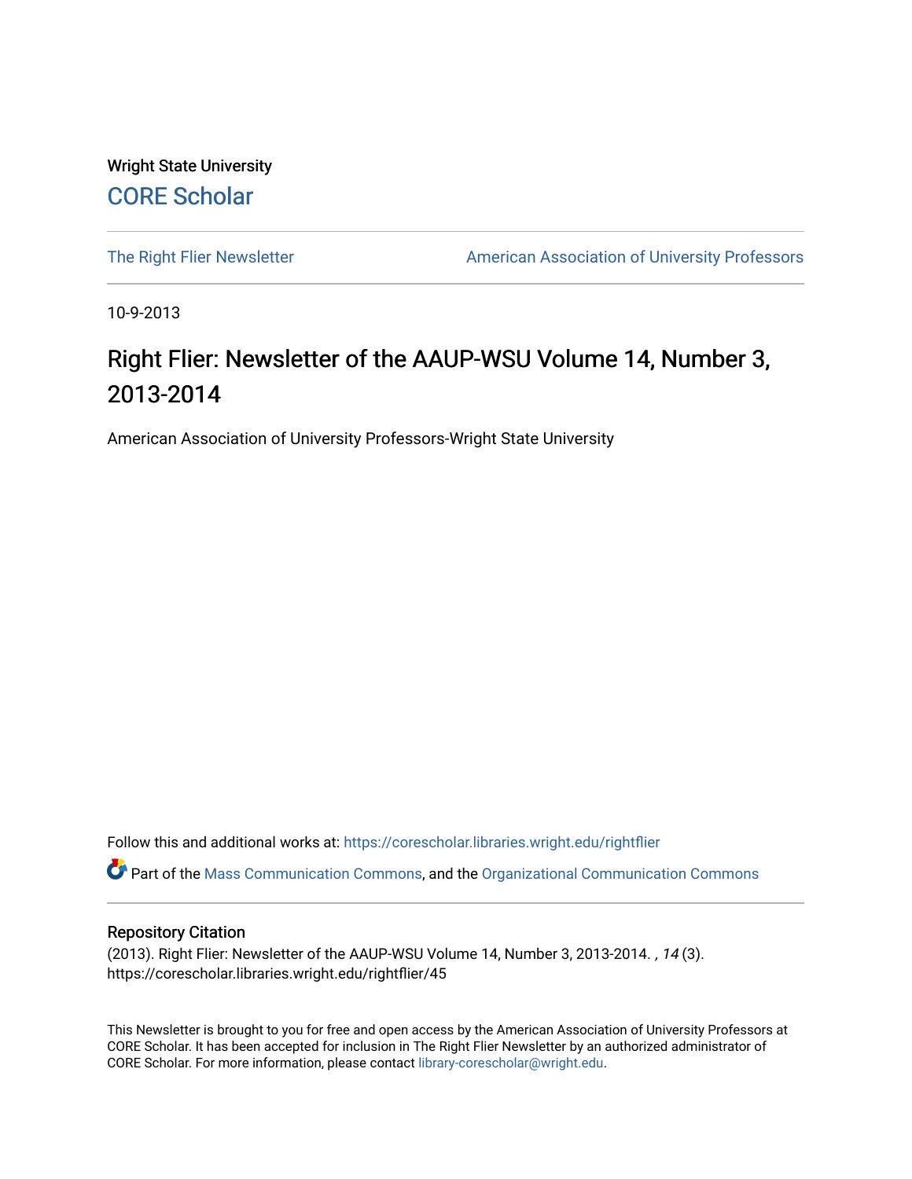Wright State University

CORE Scholar

The Right Flier Newsletter | American Association of University Professors

10-9-2013

# Right Flier: Newsletter of the AAUP-WSU Volume 14, Number 3, 2013-2014

American Association of University Professors-Wright State University

Follow this and additional works at: https://corescholar.libraries.wright.edu/rightflier

Part of the Mass Communication Commons, and the Organizational Communication Commons

## Repository Citation

(2013). Right Flier: Newsletter of the AAUP-WSU Volume 14, Number 3, 2013-2014. *, 14* (3). https://corescholar.libraries.wright.edu/rightflier/45

This Newsletter is brought to you for free and open access by the American Association of University Professors at CORE Scholar. It has been accepted for inclusion in The Right Flier Newsletter by an authorized administrator of CORE Scholar. For more information, please contact library-corescholar@wright.edu.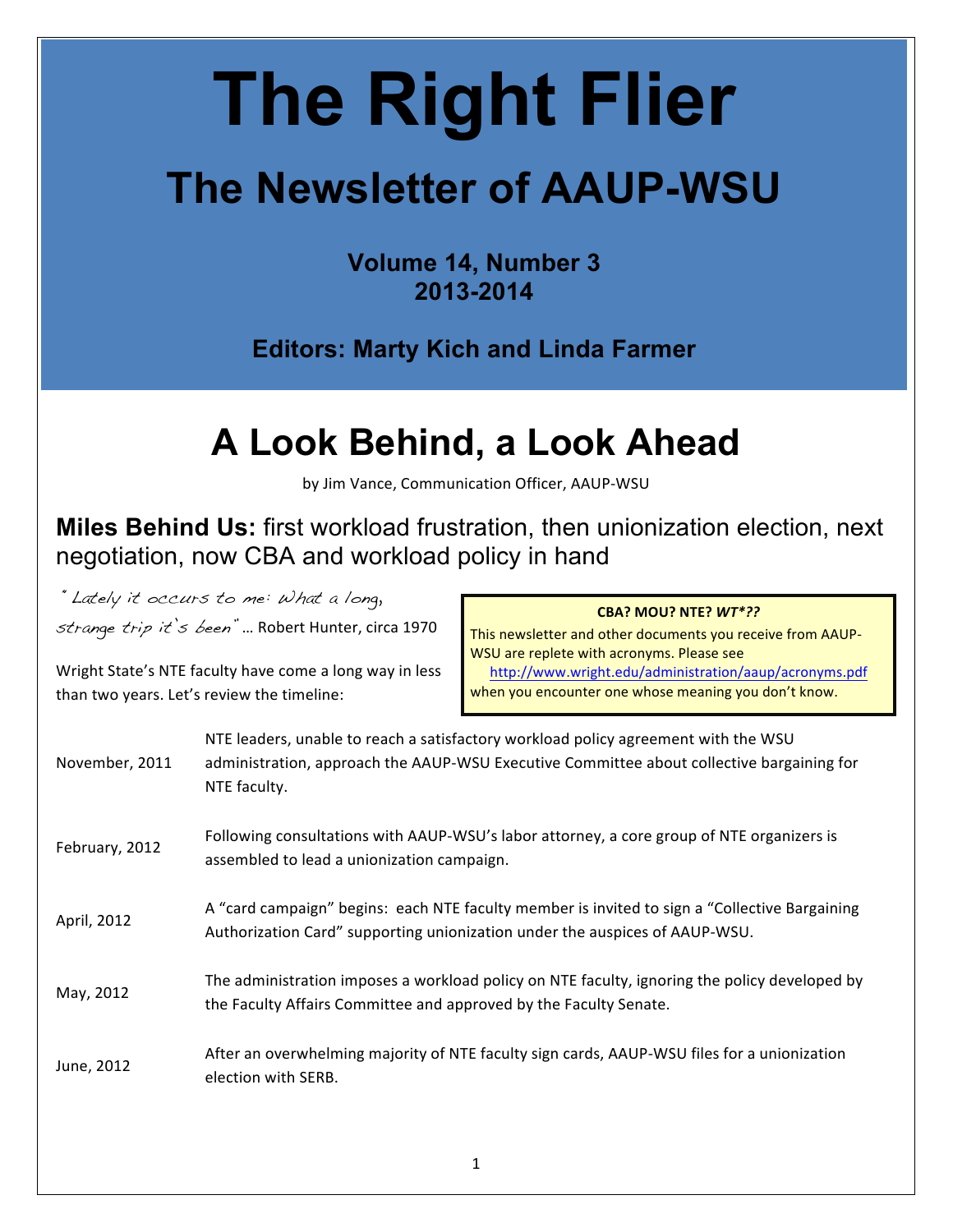# The Right Flier

## The Newsletter of AAUP-WSU

**Volume 14, Number 3**
**2013-2014**

**Editors: Marty Kich and Linda Farmer**

# A Look Behind, a Look Ahead

by Jim Vance, Communication Officer, AAUP-WSU

**Miles Behind Us:** first workload frustration, then unionization election, next negotiation, now CBA and workload policy in hand

*"Lately it occurs to me: What a long, strange trip it's been"* … Robert Hunter, circa 1970

Wright State's NTE faculty have come a long way in less than two years. Let's review the timeline:

> **CBA? MOU? NTE? *WT\*??***
>
> This newsletter and other documents you receive from AAUP-WSU are replete with acronyms. Please see http://www.wright.edu/administration/aaup/acronyms.pdf when you encounter one whose meaning you don't know.

| | |
|---|---|
| November, 2011 | NTE leaders, unable to reach a satisfactory workload policy agreement with the WSU administration, approach the AAUP-WSU Executive Committee about collective bargaining for NTE faculty. |
| February, 2012 | Following consultations with AAUP-WSU's labor attorney, a core group of NTE organizers is assembled to lead a unionization campaign. |
| April, 2012 | A "card campaign" begins: each NTE faculty member is invited to sign a "Collective Bargaining Authorization Card" supporting unionization under the auspices of AAUP-WSU. |
| May, 2012 | The administration imposes a workload policy on NTE faculty, ignoring the policy developed by the Faculty Affairs Committee and approved by the Faculty Senate. |
| June, 2012 | After an overwhelming majority of NTE faculty sign cards, AAUP-WSU files for a unionization election with SERB. |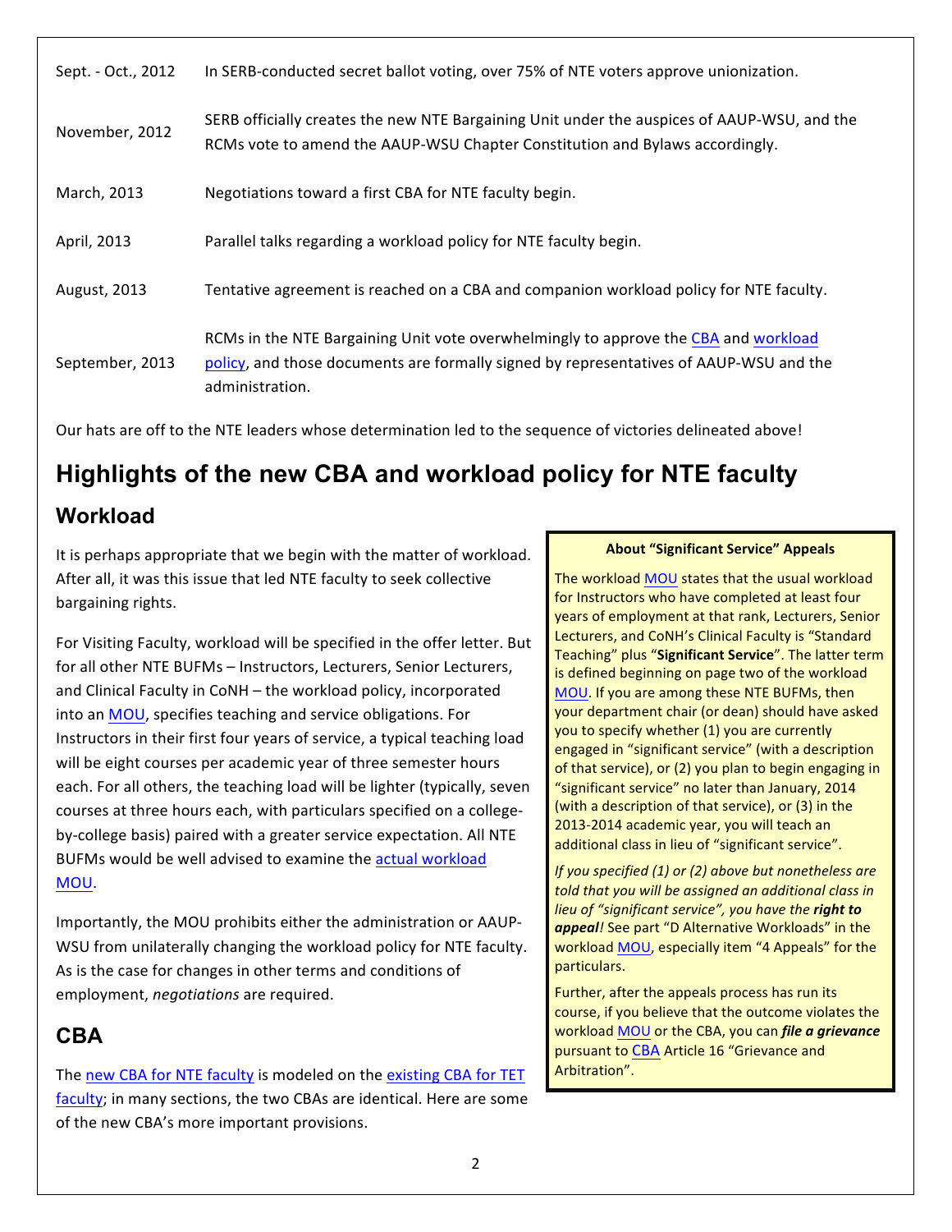| | |
|---|---|
| Sept. - Oct., 2012 | In SERB-conducted secret ballot voting, over 75% of NTE voters approve unionization. |
| November, 2012 | SERB officially creates the new NTE Bargaining Unit under the auspices of AAUP-WSU, and the RCMs vote to amend the AAUP-WSU Chapter Constitution and Bylaws accordingly. |
| March, 2013 | Negotiations toward a first CBA for NTE faculty begin. |
| April, 2013 | Parallel talks regarding a workload policy for NTE faculty begin. |
| August, 2013 | Tentative agreement is reached on a CBA and companion workload policy for NTE faculty. |
| September, 2013 | RCMs in the NTE Bargaining Unit vote overwhelmingly to approve the CBA and workload policy, and those documents are formally signed by representatives of AAUP-WSU and the administration. |

Our hats are off to the NTE leaders whose determination led to the sequence of victories delineated above!

# Highlights of the new CBA and workload policy for NTE faculty

## Workload

It is perhaps appropriate that we begin with the matter of workload. After all, it was this issue that led NTE faculty to seek collective bargaining rights.

For Visiting Faculty, workload will be specified in the offer letter. But for all other NTE BUFMs – Instructors, Lecturers, Senior Lecturers, and Clinical Faculty in CoNH – the workload policy, incorporated into an MOU, specifies teaching and service obligations. For Instructors in their first four years of service, a typical teaching load will be eight courses per academic year of three semester hours each. For all others, the teaching load will be lighter (typically, seven courses at three hours each, with particulars specified on a college-by-college basis) paired with a greater service expectation. All NTE BUFMs would be well advised to examine the actual workload MOU.

Importantly, the MOU prohibits either the administration or AAUP-WSU from unilaterally changing the workload policy for NTE faculty. As is the case for changes in other terms and conditions of employment, *negotiations* are required.

> **About "Significant Service" Appeals**
>
> The workload MOU states that the usual workload for Instructors who have completed at least four years of employment at that rank, Lecturers, Senior Lecturers, and CoNH's Clinical Faculty is "Standard Teaching" plus "**Significant Service**". The latter term is defined beginning on page two of the workload MOU. If you are among these NTE BUFMs, then your department chair (or dean) should have asked you to specify whether (1) you are currently engaged in "significant service" (with a description of that service), or (2) you plan to begin engaging in "significant service" no later than January, 2014 (with a description of that service), or (3) in the 2013-2014 academic year, you will teach an additional class in lieu of "significant service".
>
> *If you specified (1) or (2) above but nonetheless are told that you will be assigned an additional class in lieu of "significant service", you have the **right to appeal**!* See part "D Alternative Workloads" in the workload MOU, especially item "4 Appeals" for the particulars.
>
> Further, after the appeals process has run its course, if you believe that the outcome violates the workload MOU or the CBA, you can ***file a grievance*** pursuant to CBA Article 16 "Grievance and Arbitration".

## CBA

The new CBA for NTE faculty is modeled on the existing CBA for TET faculty; in many sections, the two CBAs are identical. Here are some of the new CBA's more important provisions.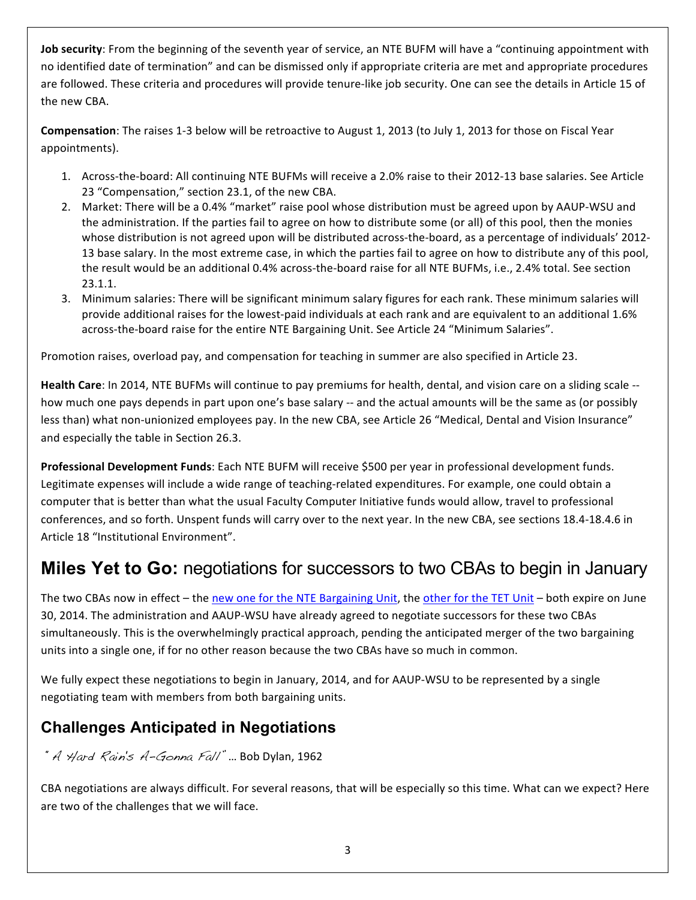**Job security**: From the beginning of the seventh year of service, an NTE BUFM will have a "continuing appointment with no identified date of termination" and can be dismissed only if appropriate criteria are met and appropriate procedures are followed. These criteria and procedures will provide tenure-like job security. One can see the details in Article 15 of the new CBA.

**Compensation**: The raises 1-3 below will be retroactive to August 1, 2013 (to July 1, 2013 for those on Fiscal Year appointments).

1. Across-the-board: All continuing NTE BUFMs will receive a 2.0% raise to their 2012-13 base salaries. See Article 23 "Compensation," section 23.1, of the new CBA.
2. Market: There will be a 0.4% "market" raise pool whose distribution must be agreed upon by AAUP-WSU and the administration. If the parties fail to agree on how to distribute some (or all) of this pool, then the monies whose distribution is not agreed upon will be distributed across-the-board, as a percentage of individuals' 2012-13 base salary. In the most extreme case, in which the parties fail to agree on how to distribute any of this pool, the result would be an additional 0.4% across-the-board raise for all NTE BUFMs, i.e., 2.4% total. See section 23.1.1.
3. Minimum salaries: There will be significant minimum salary figures for each rank. These minimum salaries will provide additional raises for the lowest-paid individuals at each rank and are equivalent to an additional 1.6% across-the-board raise for the entire NTE Bargaining Unit. See Article 24 "Minimum Salaries".

Promotion raises, overload pay, and compensation for teaching in summer are also specified in Article 23.

**Health Care**: In 2014, NTE BUFMs will continue to pay premiums for health, dental, and vision care on a sliding scale -- how much one pays depends in part upon one's base salary -- and the actual amounts will be the same as (or possibly less than) what non-unionized employees pay. In the new CBA, see Article 26 "Medical, Dental and Vision Insurance" and especially the table in Section 26.3.

**Professional Development Funds**: Each NTE BUFM will receive $500 per year in professional development funds. Legitimate expenses will include a wide range of teaching-related expenditures. For example, one could obtain a computer that is better than what the usual Faculty Computer Initiative funds would allow, travel to professional conferences, and so forth. Unspent funds will carry over to the next year. In the new CBA, see sections 18.4-18.4.6 in Article 18 "Institutional Environment".

## **Miles Yet to Go:** negotiations for successors to two CBAs to begin in January

The two CBAs now in effect – the new one for the NTE Bargaining Unit, the other for the TET Unit – both expire on June 30, 2014. The administration and AAUP-WSU have already agreed to negotiate successors for these two CBAs simultaneously. This is the overwhelmingly practical approach, pending the anticipated merger of the two bargaining units into a single one, if for no other reason because the two CBAs have so much in common.

We fully expect these negotiations to begin in January, 2014, and for AAUP-WSU to be represented by a single negotiating team with members from both bargaining units.

### Challenges Anticipated in Negotiations

*" A Hard Rain's A-Gonna Fall"* … Bob Dylan, 1962

CBA negotiations are always difficult. For several reasons, that will be especially so this time. What can we expect? Here are two of the challenges that we will face.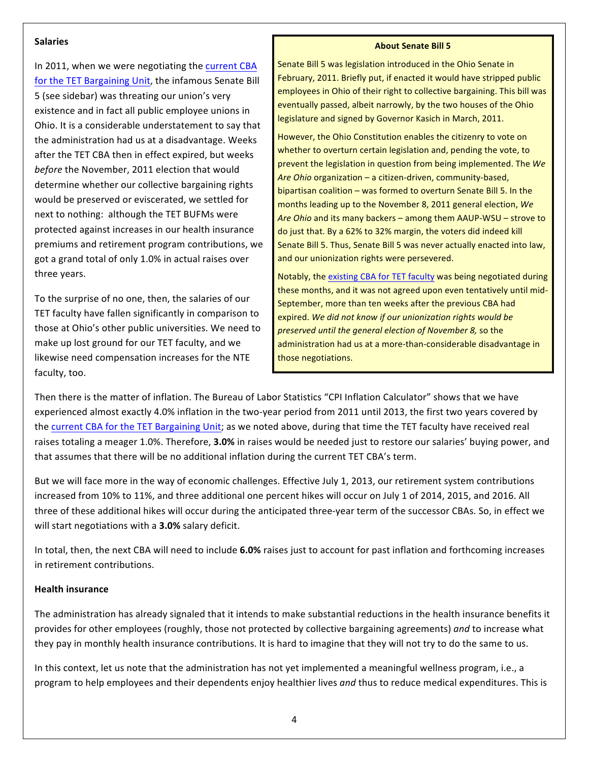**Salaries**

In 2011, when we were negotiating the current CBA for the TET Bargaining Unit, the infamous Senate Bill 5 (see sidebar) was threating our union's very existence and in fact all public employee unions in Ohio. It is a considerable understatement to say that the administration had us at a disadvantage. Weeks after the TET CBA then in effect expired, but weeks *before* the November, 2011 election that would determine whether our collective bargaining rights would be preserved or eviscerated, we settled for next to nothing: although the TET BUFMs were protected against increases in our health insurance premiums and retirement program contributions, we got a grand total of only 1.0% in actual raises over three years.

To the surprise of no one, then, the salaries of our TET faculty have fallen significantly in comparison to those at Ohio's other public universities. We need to make up lost ground for our TET faculty, and we likewise need compensation increases for the NTE faculty, too.

> **About Senate Bill 5**
>
> Senate Bill 5 was legislation introduced in the Ohio Senate in February, 2011. Briefly put, if enacted it would have stripped public employees in Ohio of their right to collective bargaining. This bill was eventually passed, albeit narrowly, by the two houses of the Ohio legislature and signed by Governor Kasich in March, 2011.
>
> However, the Ohio Constitution enables the citizenry to vote on whether to overturn certain legislation and, pending the vote, to prevent the legislation in question from being implemented. The *We Are Ohio* organization – a citizen-driven, community-based, bipartisan coalition – was formed to overturn Senate Bill 5. In the months leading up to the November 8, 2011 general election, *We Are Ohio* and its many backers – among them AAUP-WSU – strove to do just that. By a 62% to 32% margin, the voters did indeed kill Senate Bill 5. Thus, Senate Bill 5 was never actually enacted into law, and our unionization rights were persevered.
>
> Notably, the existing CBA for TET faculty was being negotiated during these months, and it was not agreed upon even tentatively until mid-September, more than ten weeks after the previous CBA had expired. *We did not know if our unionization rights would be preserved until the general election of November 8,* so the administration had us at a more-than-considerable disadvantage in those negotiations.

Then there is the matter of inflation. The Bureau of Labor Statistics "CPI Inflation Calculator" shows that we have experienced almost exactly 4.0% inflation in the two-year period from 2011 until 2013, the first two years covered by the current CBA for the TET Bargaining Unit; as we noted above, during that time the TET faculty have received real raises totaling a meager 1.0%. Therefore, **3.0%** in raises would be needed just to restore our salaries' buying power, and that assumes that there will be no additional inflation during the current TET CBA's term.

But we will face more in the way of economic challenges. Effective July 1, 2013, our retirement system contributions increased from 10% to 11%, and three additional one percent hikes will occur on July 1 of 2014, 2015, and 2016. All three of these additional hikes will occur during the anticipated three-year term of the successor CBAs. So, in effect we will start negotiations with a **3.0%** salary deficit.

In total, then, the next CBA will need to include **6.0%** raises just to account for past inflation and forthcoming increases in retirement contributions.

**Health insurance**

The administration has already signaled that it intends to make substantial reductions in the health insurance benefits it provides for other employees (roughly, those not protected by collective bargaining agreements) *and* to increase what they pay in monthly health insurance contributions. It is hard to imagine that they will not try to do the same to us.

In this context, let us note that the administration has not yet implemented a meaningful wellness program, i.e., a program to help employees and their dependents enjoy healthier lives *and* thus to reduce medical expenditures. This is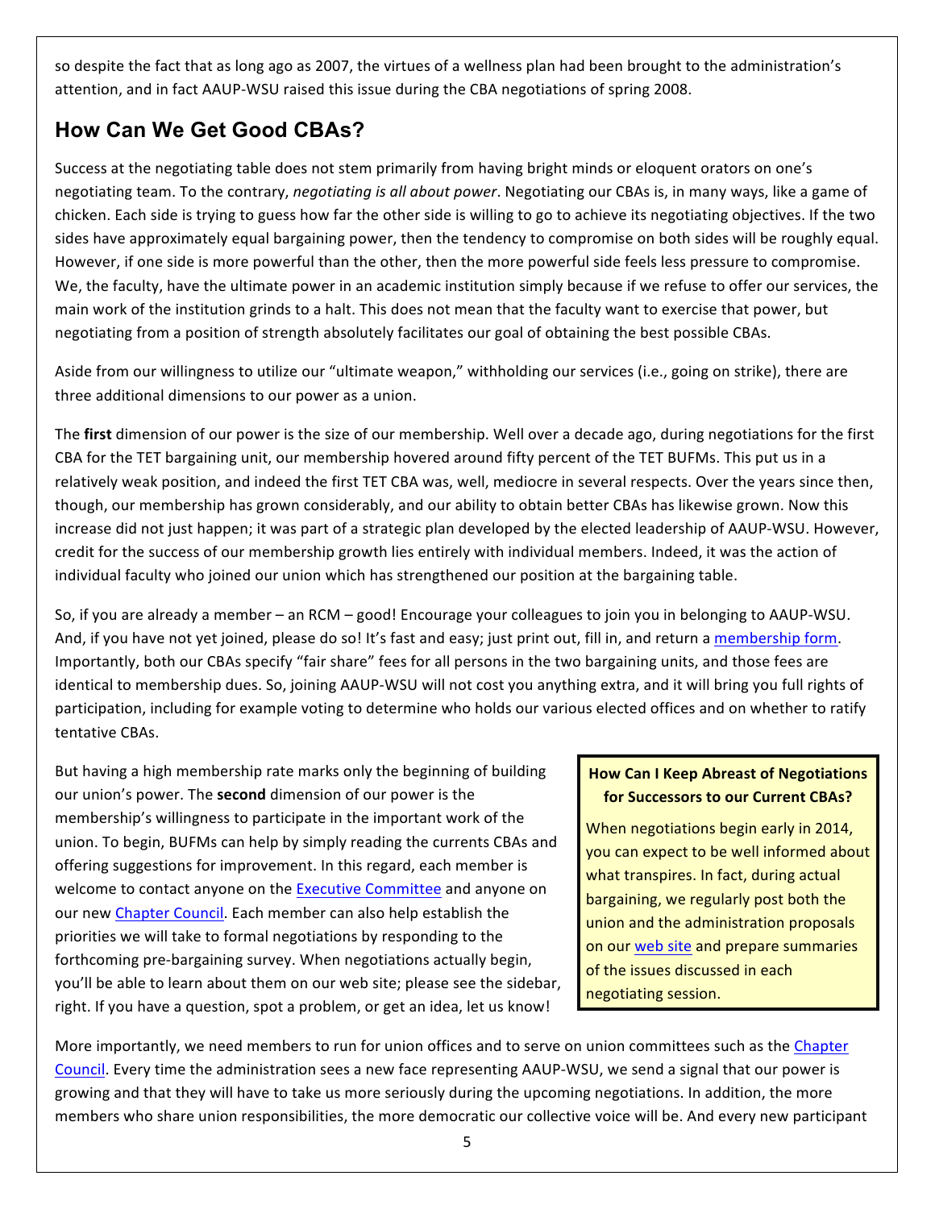so despite the fact that as long ago as 2007, the virtues of a wellness plan had been brought to the administration's attention, and in fact AAUP-WSU raised this issue during the CBA negotiations of spring 2008.

## How Can We Get Good CBAs?

Success at the negotiating table does not stem primarily from having bright minds or eloquent orators on one's negotiating team. To the contrary, *negotiating is all about power*. Negotiating our CBAs is, in many ways, like a game of chicken. Each side is trying to guess how far the other side is willing to go to achieve its negotiating objectives. If the two sides have approximately equal bargaining power, then the tendency to compromise on both sides will be roughly equal. However, if one side is more powerful than the other, then the more powerful side feels less pressure to compromise. We, the faculty, have the ultimate power in an academic institution simply because if we refuse to offer our services, the main work of the institution grinds to a halt. This does not mean that the faculty want to exercise that power, but negotiating from a position of strength absolutely facilitates our goal of obtaining the best possible CBAs.

Aside from our willingness to utilize our "ultimate weapon," withholding our services (i.e., going on strike), there are three additional dimensions to our power as a union.

The **first** dimension of our power is the size of our membership. Well over a decade ago, during negotiations for the first CBA for the TET bargaining unit, our membership hovered around fifty percent of the TET BUFMs. This put us in a relatively weak position, and indeed the first TET CBA was, well, mediocre in several respects. Over the years since then, though, our membership has grown considerably, and our ability to obtain better CBAs has likewise grown. Now this increase did not just happen; it was part of a strategic plan developed by the elected leadership of AAUP-WSU. However, credit for the success of our membership growth lies entirely with individual members. Indeed, it was the action of individual faculty who joined our union which has strengthened our position at the bargaining table.

So, if you are already a member – an RCM – good! Encourage your colleagues to join you in belonging to AAUP-WSU. And, if you have not yet joined, please do so! It's fast and easy; just print out, fill in, and return a membership form. Importantly, both our CBAs specify "fair share" fees for all persons in the two bargaining units, and those fees are identical to membership dues. So, joining AAUP-WSU will not cost you anything extra, and it will bring you full rights of participation, including for example voting to determine who holds our various elected offices and on whether to ratify tentative CBAs.

But having a high membership rate marks only the beginning of building our union's power. The **second** dimension of our power is the membership's willingness to participate in the important work of the union. To begin, BUFMs can help by simply reading the currents CBAs and offering suggestions for improvement. In this regard, each member is welcome to contact anyone on the Executive Committee and anyone on our new Chapter Council. Each member can also help establish the priorities we will take to formal negotiations by responding to the forthcoming pre-bargaining survey. When negotiations actually begin, you'll be able to learn about them on our web site; please see the sidebar, right. If you have a question, spot a problem, or get an idea, let us know!

> **How Can I Keep Abreast of Negotiations for Successors to our Current CBAs?**
>
> When negotiations begin early in 2014, you can expect to be well informed about what transpires. In fact, during actual bargaining, we regularly post both the union and the administration proposals on our web site and prepare summaries of the issues discussed in each negotiating session.

More importantly, we need members to run for union offices and to serve on union committees such as the Chapter Council. Every time the administration sees a new face representing AAUP-WSU, we send a signal that our power is growing and that they will have to take us more seriously during the upcoming negotiations. In addition, the more members who share union responsibilities, the more democratic our collective voice will be. And every new participant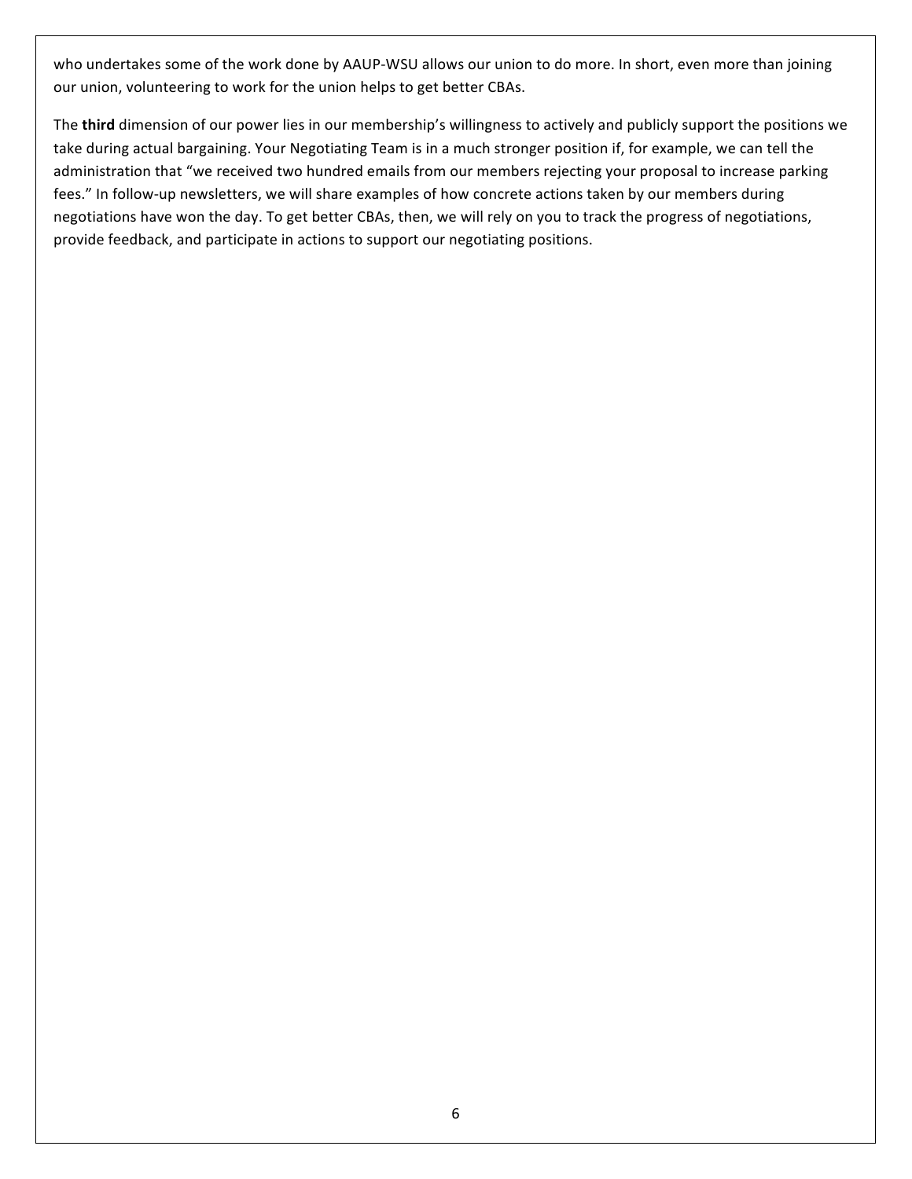who undertakes some of the work done by AAUP-WSU allows our union to do more. In short, even more than joining our union, volunteering to work for the union helps to get better CBAs.

The **third** dimension of our power lies in our membership's willingness to actively and publicly support the positions we take during actual bargaining. Your Negotiating Team is in a much stronger position if, for example, we can tell the administration that "we received two hundred emails from our members rejecting your proposal to increase parking fees." In follow-up newsletters, we will share examples of how concrete actions taken by our members during negotiations have won the day. To get better CBAs, then, we will rely on you to track the progress of negotiations, provide feedback, and participate in actions to support our negotiating positions.